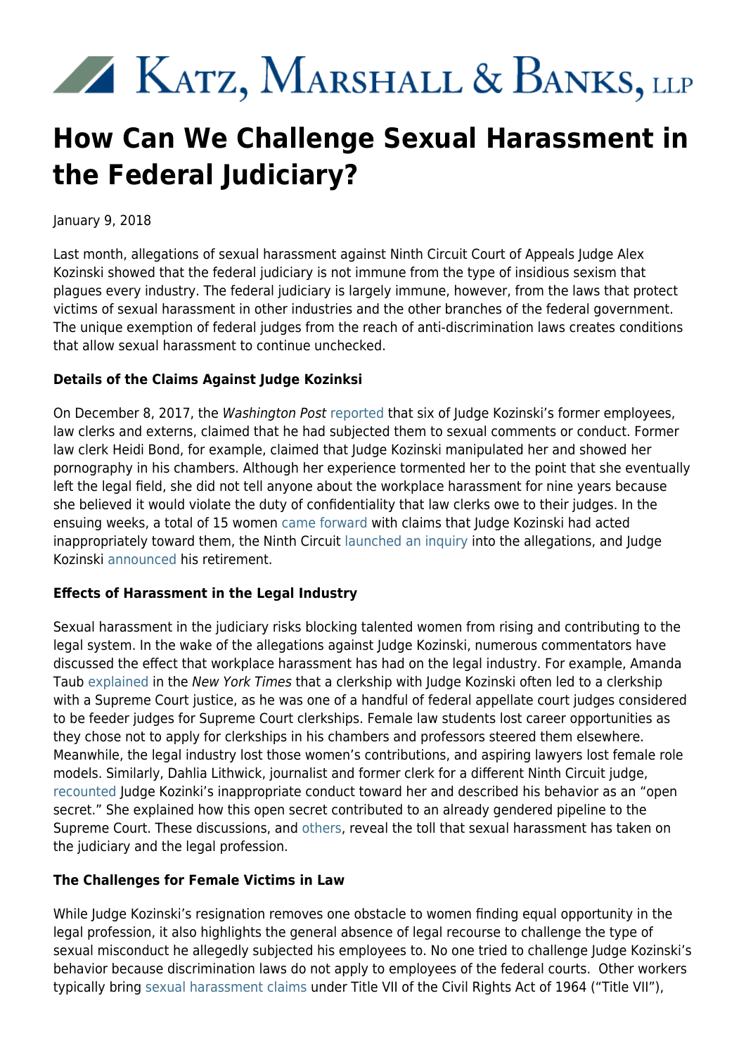# Katz, Marshall & Banks, LLP

# How Can We Challenge Sexual Harassment in the Federal Judiciary?

January 9, 2018

Last month, allegations of sexual harassment against Ninth Circuit Court of Appeals Judge Alex Kozinski showed that the federal judiciary is not immune from the type of insidious sexism that plagues every industry. The federal judiciary is largely immune, however, from the laws that protect victims of sexual harassment in other industries and the other branches of the federal government. The unique exemption of federal judges from the reach of anti-discrimination laws creates conditions that allow sexual harassment to continue unchecked.

**Details of the Claims Against Judge Kozinksi**

On December 8, 2017, the *Washington Post* reported that six of Judge Kozinski's former employees, law clerks and externs, claimed that he had subjected them to sexual comments or conduct. Former law clerk Heidi Bond, for example, claimed that Judge Kozinski manipulated her and showed her pornography in his chambers. Although her experience tormented her to the point that she eventually left the legal field, she did not tell anyone about the workplace harassment for nine years because she believed it would violate the duty of confidentiality that law clerks owe to their judges. In the ensuing weeks, a total of 15 women came forward with claims that Judge Kozinski had acted inappropriately toward them, the Ninth Circuit launched an inquiry into the allegations, and Judge Kozinski announced his retirement.

**Effects of Harassment in the Legal Industry**

Sexual harassment in the judiciary risks blocking talented women from rising and contributing to the legal system. In the wake of the allegations against Judge Kozinski, numerous commentators have discussed the effect that workplace harassment has had on the legal industry. For example, Amanda Taub explained in the *New York Times* that a clerkship with Judge Kozinski often led to a clerkship with a Supreme Court justice, as he was one of a handful of federal appellate court judges considered to be feeder judges for Supreme Court clerkships. Female law students lost career opportunities as they chose not to apply for clerkships in his chambers and professors steered them elsewhere. Meanwhile, the legal industry lost those women's contributions, and aspiring lawyers lost female role models. Similarly, Dahlia Lithwick, journalist and former clerk for a different Ninth Circuit judge, recounted Judge Kozinki's inappropriate conduct toward her and described his behavior as an "open secret." She explained how this open secret contributed to an already gendered pipeline to the Supreme Court. These discussions, and others, reveal the toll that sexual harassment has taken on the judiciary and the legal profession.

**The Challenges for Female Victims in Law**

While Judge Kozinski's resignation removes one obstacle to women finding equal opportunity in the legal profession, it also highlights the general absence of legal recourse to challenge the type of sexual misconduct he allegedly subjected his employees to. No one tried to challenge Judge Kozinski's behavior because discrimination laws do not apply to employees of the federal courts. Other workers typically bring sexual harassment claims under Title VII of the Civil Rights Act of 1964 ("Title VII"),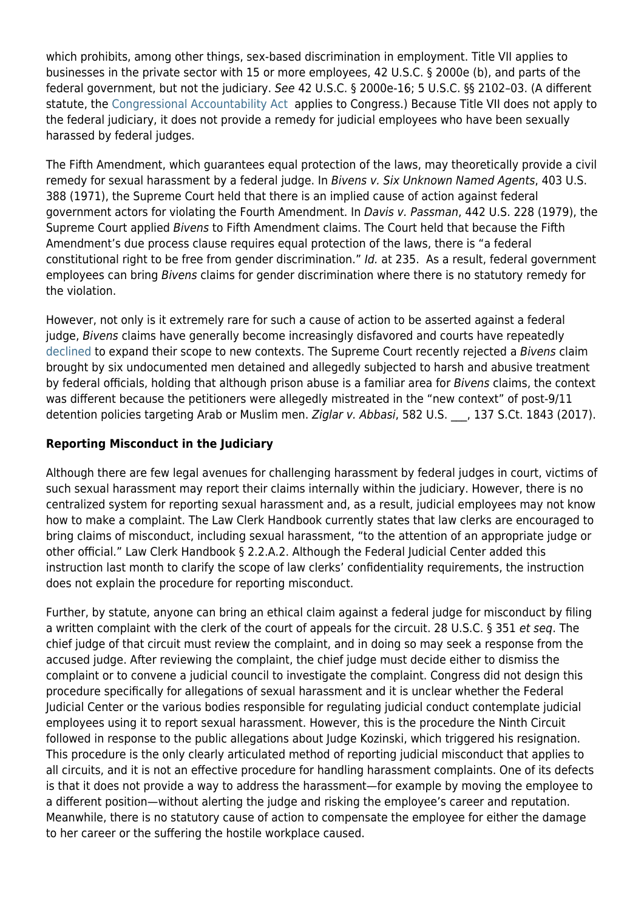which prohibits, among other things, sex-based discrimination in employment. Title VII applies to businesses in the private sector with 15 or more employees, 42 U.S.C. § 2000e (b), and parts of the federal government, but not the judiciary. *See* 42 U.S.C. § 2000e-16; 5 U.S.C. §§ 2102–03. (A different statute, the Congressional Accountability Act applies to Congress.) Because Title VII does not apply to the federal judiciary, it does not provide a remedy for judicial employees who have been sexually harassed by federal judges.

The Fifth Amendment, which guarantees equal protection of the laws, may theoretically provide a civil remedy for sexual harassment by a federal judge. In *Bivens v. Six Unknown Named Agents*, 403 U.S. 388 (1971), the Supreme Court held that there is an implied cause of action against federal government actors for violating the Fourth Amendment. In *Davis v. Passman*, 442 U.S. 228 (1979), the Supreme Court applied *Bivens* to Fifth Amendment claims. The Court held that because the Fifth Amendment's due process clause requires equal protection of the laws, there is "a federal constitutional right to be free from gender discrimination." *Id.* at 235. As a result, federal government employees can bring *Bivens* claims for gender discrimination where there is no statutory remedy for the violation.

However, not only is it extremely rare for such a cause of action to be asserted against a federal judge, *Bivens* claims have generally become increasingly disfavored and courts have repeatedly declined to expand their scope to new contexts. The Supreme Court recently rejected a *Bivens* claim brought by six undocumented men detained and allegedly subjected to harsh and abusive treatment by federal officials, holding that although prison abuse is a familiar area for *Bivens* claims, the context was different because the petitioners were allegedly mistreated in the "new context" of post-9/11 detention policies targeting Arab or Muslim men. *Ziglar v. Abbasi*, 582 U.S. ___, 137 S.Ct. 1843 (2017).

**Reporting Misconduct in the Judiciary**

Although there are few legal avenues for challenging harassment by federal judges in court, victims of such sexual harassment may report their claims internally within the judiciary. However, there is no centralized system for reporting sexual harassment and, as a result, judicial employees may not know how to make a complaint. The Law Clerk Handbook currently states that law clerks are encouraged to bring claims of misconduct, including sexual harassment, "to the attention of an appropriate judge or other official." Law Clerk Handbook § 2.2.A.2. Although the Federal Judicial Center added this instruction last month to clarify the scope of law clerks' confidentiality requirements, the instruction does not explain the procedure for reporting misconduct.

Further, by statute, anyone can bring an ethical claim against a federal judge for misconduct by filing a written complaint with the clerk of the court of appeals for the circuit. 28 U.S.C. § 351 *et seq*. The chief judge of that circuit must review the complaint, and in doing so may seek a response from the accused judge. After reviewing the complaint, the chief judge must decide either to dismiss the complaint or to convene a judicial council to investigate the complaint. Congress did not design this procedure specifically for allegations of sexual harassment and it is unclear whether the Federal Judicial Center or the various bodies responsible for regulating judicial conduct contemplate judicial employees using it to report sexual harassment. However, this is the procedure the Ninth Circuit followed in response to the public allegations about Judge Kozinski, which triggered his resignation. This procedure is the only clearly articulated method of reporting judicial misconduct that applies to all circuits, and it is not an effective procedure for handling harassment complaints. One of its defects is that it does not provide a way to address the harassment—for example by moving the employee to a different position—without alerting the judge and risking the employee's career and reputation. Meanwhile, there is no statutory cause of action to compensate the employee for either the damage to her career or the suffering the hostile workplace caused.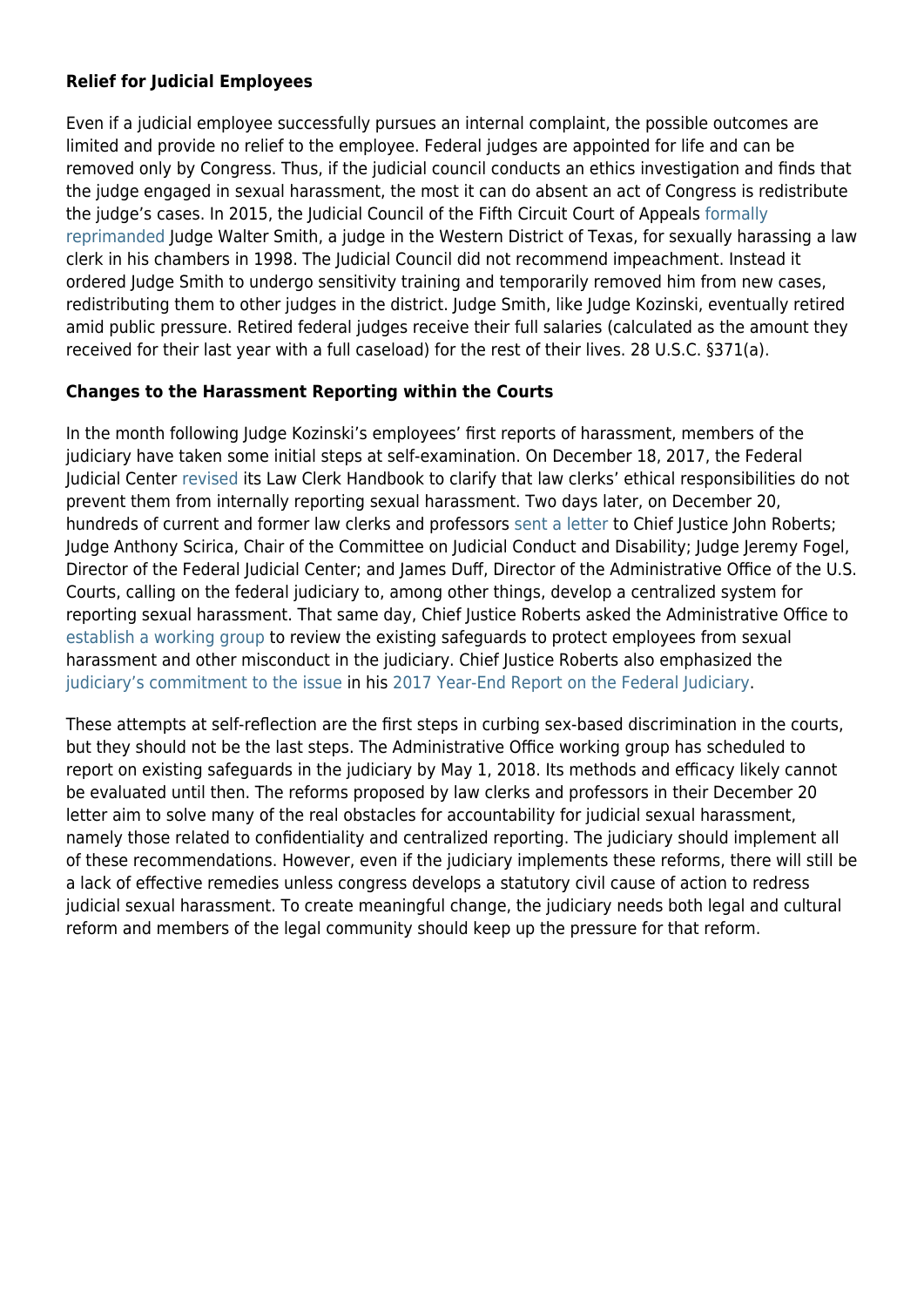**Relief for Judicial Employees**

Even if a judicial employee successfully pursues an internal complaint, the possible outcomes are limited and provide no relief to the employee. Federal judges are appointed for life and can be removed only by Congress. Thus, if the judicial council conducts an ethics investigation and finds that the judge engaged in sexual harassment, the most it can do absent an act of Congress is redistribute the judge's cases. In 2015, the Judicial Council of the Fifth Circuit Court of Appeals formally reprimanded Judge Walter Smith, a judge in the Western District of Texas, for sexually harassing a law clerk in his chambers in 1998. The Judicial Council did not recommend impeachment. Instead it ordered Judge Smith to undergo sensitivity training and temporarily removed him from new cases, redistributing them to other judges in the district. Judge Smith, like Judge Kozinski, eventually retired amid public pressure. Retired federal judges receive their full salaries (calculated as the amount they received for their last year with a full caseload) for the rest of their lives. 28 U.S.C. §371(a).

**Changes to the Harassment Reporting within the Courts**

In the month following Judge Kozinski's employees' first reports of harassment, members of the judiciary have taken some initial steps at self-examination. On December 18, 2017, the Federal Judicial Center revised its Law Clerk Handbook to clarify that law clerks' ethical responsibilities do not prevent them from internally reporting sexual harassment. Two days later, on December 20, hundreds of current and former law clerks and professors sent a letter to Chief Justice John Roberts; Judge Anthony Scirica, Chair of the Committee on Judicial Conduct and Disability; Judge Jeremy Fogel, Director of the Federal Judicial Center; and James Duff, Director of the Administrative Office of the U.S. Courts, calling on the federal judiciary to, among other things, develop a centralized system for reporting sexual harassment. That same day, Chief Justice Roberts asked the Administrative Office to establish a working group to review the existing safeguards to protect employees from sexual harassment and other misconduct in the judiciary. Chief Justice Roberts also emphasized the judiciary's commitment to the issue in his 2017 Year-End Report on the Federal Judiciary.

These attempts at self-reflection are the first steps in curbing sex-based discrimination in the courts, but they should not be the last steps. The Administrative Office working group has scheduled to report on existing safeguards in the judiciary by May 1, 2018. Its methods and efficacy likely cannot be evaluated until then. The reforms proposed by law clerks and professors in their December 20 letter aim to solve many of the real obstacles for accountability for judicial sexual harassment, namely those related to confidentiality and centralized reporting. The judiciary should implement all of these recommendations. However, even if the judiciary implements these reforms, there will still be a lack of effective remedies unless congress develops a statutory civil cause of action to redress judicial sexual harassment. To create meaningful change, the judiciary needs both legal and cultural reform and members of the legal community should keep up the pressure for that reform.